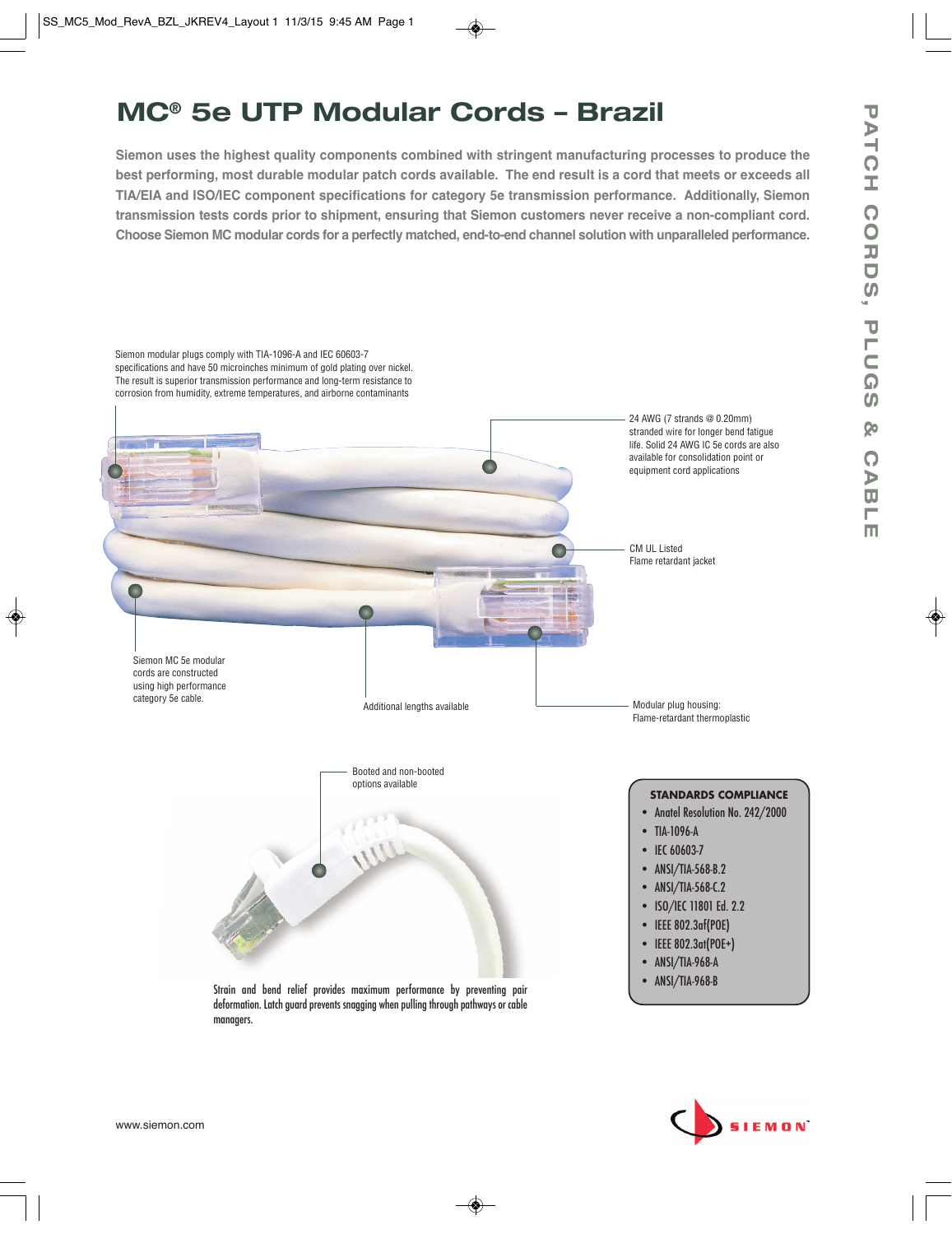# MC® 5e UTP Modular Cords – Brazil

**Siemon uses the highest quality components combined with stringent manufacturing processes to produce the best performing, most durable modular patch cords available. The end result is a cord that meets or exceeds all TIA/EIA and ISO/IEC component specifications for category 5e transmission performance. Additionally, Siemon transmission tests cords prior to shipment, ensuring that Siemon customers never receive a non-compliant cord. Choose Siemon MC modular cords for a perfectly matched, end-to-end channel solution with unparalleled performance.**

Siemon modular plugs comply with TIA-1096-A and IEC 60603-7 specifications and have 50 microinches minimum of gold plating over nickel. The result is superior transmission performance and long-term resistance to corrosion from humidity, extreme temperatures, and airborne contaminants

24 AWG (7 strands @ 0.20mm) stranded wire for longer bend fatigue life. Solid 24 AWG IC 5e cords are also available for consolidation point or equipment cord applications

CM UL Listed
Flame retardant jacket

Siemon MC 5e modular cords are constructed using high performance category 5e cable.

Additional lengths available

Modular plug housing:
Flame-retardant thermoplastic

Booted and non-booted options available

Strain and bend relief provides maximum performance by preventing pair deformation. Latch guard prevents snagging when pulling through pathways or cable managers.

**STANDARDS COMPLIANCE**

- Anatel Resolution No. 242/2000
- TIA-1096-A
- IEC 60603-7
- ANSI/TIA-568-B.2
- ANSI/TIA-568-C.2
- ISO/IEC 11801 Ed. 2.2
- IEEE 802.3af(POE)
- IEEE 802.3at(POE+)
- ANSI/TIA-968-A
- ANSI/TIA-968-B

PATCH CORDS, PLUGS & CABLE

www.siemon.com

SIEMON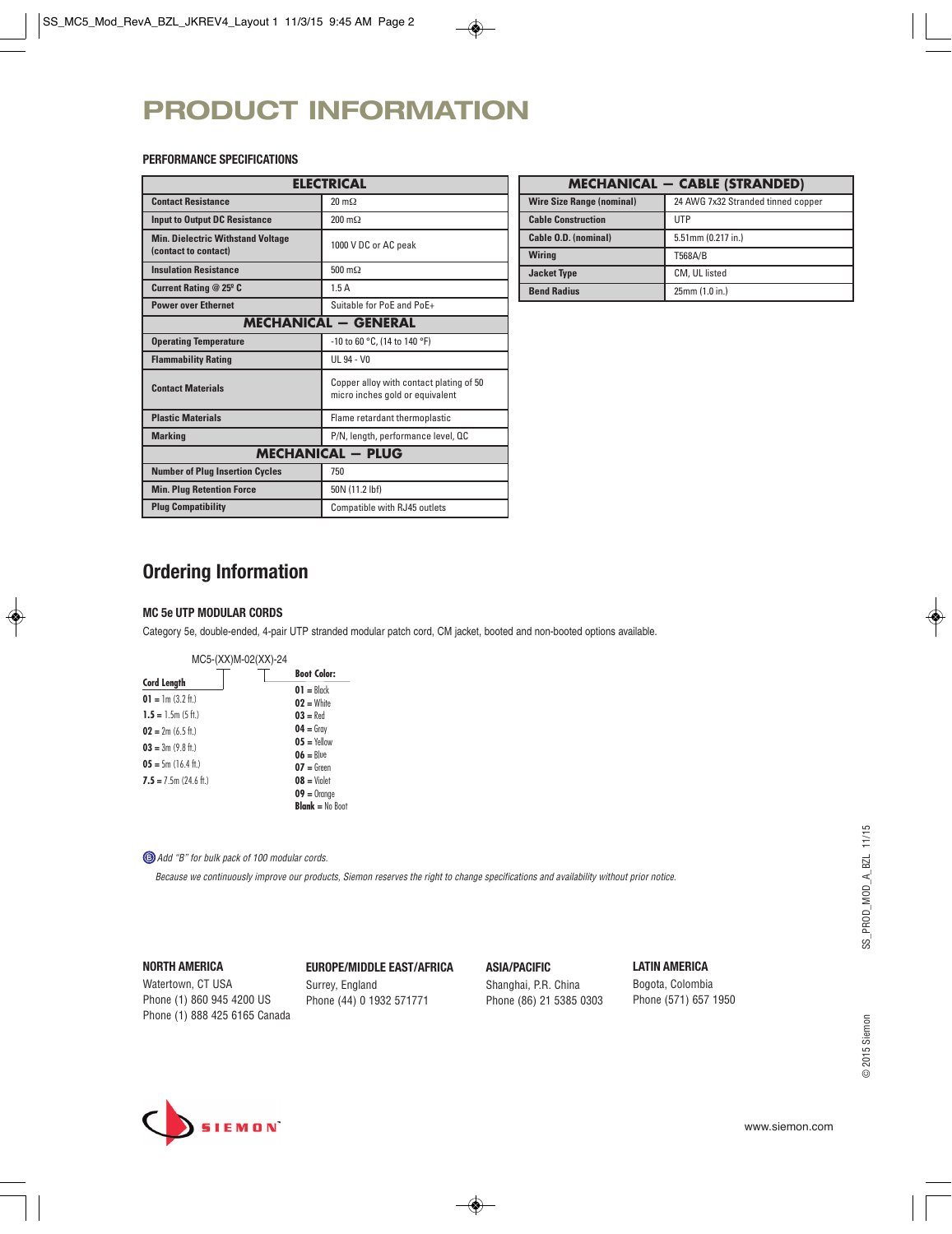# PRODUCT INFORMATION

### PERFORMANCE SPECIFICATIONS

| ELECTRICAL | |
|---|---|
| **Contact Resistance** | 20 mΩ |
| **Input to Output DC Resistance** | 200 mΩ |
| **Min. Dielectric Withstand Voltage (contact to contact)** | 1000 V DC or AC peak |
| **Insulation Resistance** | 500 mΩ |
| **Current Rating @ 25º C** | 1.5 A |
| **Power over Ethernet** | Suitable for PoE and PoE+ |
| **MECHANICAL — GENERAL** | |
| **Operating Temperature** | -10 to 60 °C, (14 to 140 °F) |
| **Flammability Rating** | UL 94 - V0 |
| **Contact Materials** | Copper alloy with contact plating of 50 micro inches gold or equivalent |
| **Plastic Materials** | Flame retardant thermoplastic |
| **Marking** | P/N, length, performance level, QC |
| **MECHANICAL — PLUG** | |
| **Number of Plug Insertion Cycles** | 750 |
| **Min. Plug Retention Force** | 50N (11.2 lbf) |
| **Plug Compatibility** | Compatible with RJ45 outlets |

| MECHANICAL — CABLE (STRANDED) | |
|---|---|
| **Wire Size Range (nominal)** | 24 AWG 7x32 Stranded tinned copper |
| **Cable Construction** | UTP |
| **Cable O.D. (nominal)** | 5.51mm (0.217 in.) |
| **Wiring** | T568A/B |
| **Jacket Type** | CM, UL listed |
| **Bend Radius** | 25mm (1.0 in.) |

## Ordering Information

### MC 5e UTP MODULAR CORDS

Category 5e, double-ended, 4-pair UTP stranded modular patch cord, CM jacket, booted and non-booted options available.

MC5-(XX)M-02(XX)-24

**Cord Length**
- **01** = 1m (3.2 ft.)
- **1.5** = 1.5m (5 ft.)
- **02** = 2m (6.5 ft.)
- **03** = 3m (9.8 ft.)
- **05** = 5m (16.4 ft.)
- **7.5** = 7.5m (24.6 ft.)

**Boot Color:**
- **01** = Black
- **02** = White
- **03** = Red
- **04** = Gray
- **05** = Yellow
- **06** = Blue
- **07** = Green
- **08** = Violet
- **09** = Orange
- **Blank** = No Boot

*Ⓑ Add "B" for bulk pack of 100 modular cords.*

*Because we continuously improve our products, Siemon reserves the right to change specifications and availability without prior notice.*

**NORTH AMERICA**
Watertown, CT USA
Phone (1) 860 945 4200 US
Phone (1) 888 425 6165 Canada

**EUROPE/MIDDLE EAST/AFRICA**
Surrey, England
Phone (44) 0 1932 571771

**ASIA/PACIFIC**
Shanghai, P.R. China
Phone (86) 21 5385 0303

**LATIN AMERICA**
Bogota, Colombia
Phone (571) 657 1950

SS_PROD_MOD_A_BZL 11/15

© 2015 Siemon

SIEMON

www.siemon.com